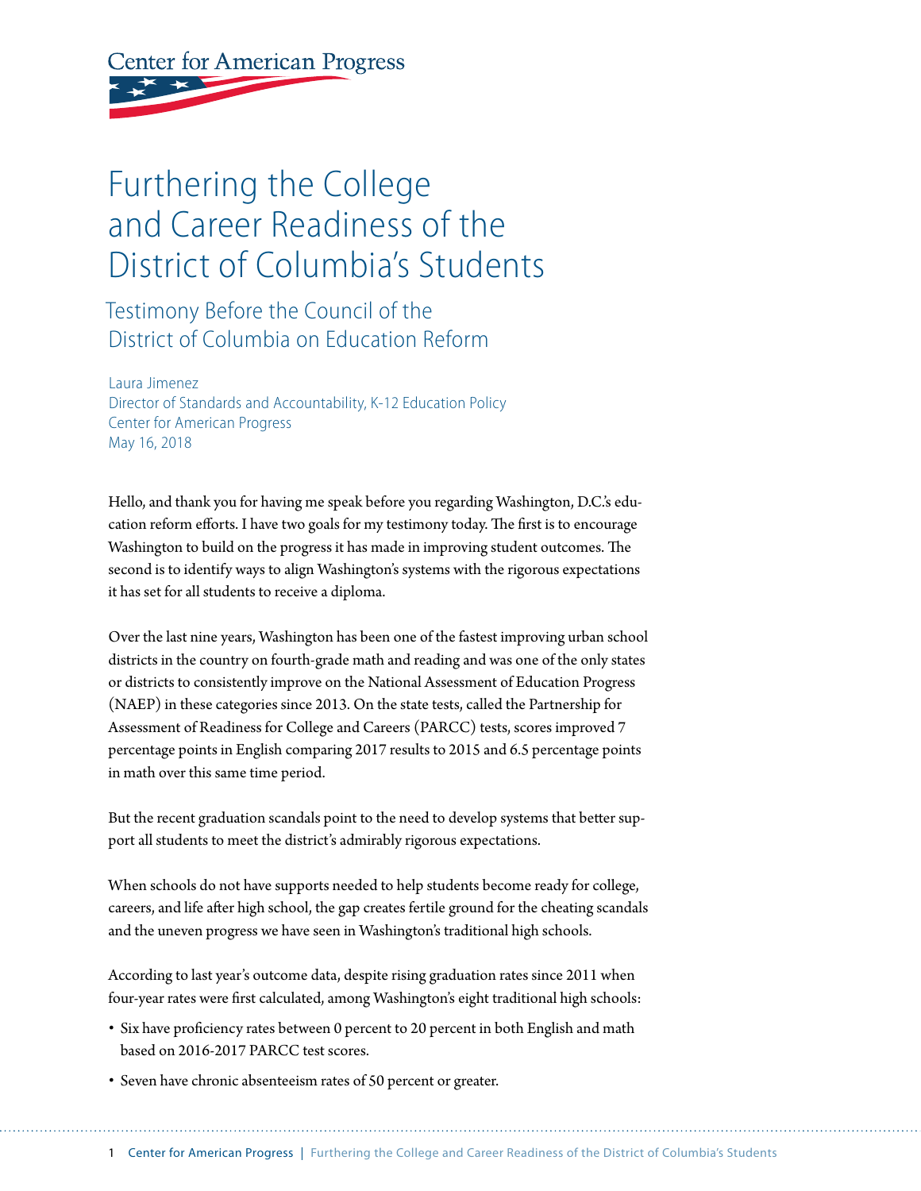Center for American Progress

# Furthering the College and Career Readiness of the District of Columbia's Students

## Testimony Before the Council of the District of Columbia on Education Reform

Laura Jimenez
Director of Standards and Accountability, K-12 Education Policy
Center for American Progress
May 16, 2018

Hello, and thank you for having me speak before you regarding Washington, D.C.'s education reform efforts. I have two goals for my testimony today. The first is to encourage Washington to build on the progress it has made in improving student outcomes. The second is to identify ways to align Washington's systems with the rigorous expectations it has set for all students to receive a diploma.

Over the last nine years, Washington has been one of the fastest improving urban school districts in the country on fourth-grade math and reading and was one of the only states or districts to consistently improve on the National Assessment of Education Progress (NAEP) in these categories since 2013. On the state tests, called the Partnership for Assessment of Readiness for College and Careers (PARCC) tests, scores improved 7 percentage points in English comparing 2017 results to 2015 and 6.5 percentage points in math over this same time period.

But the recent graduation scandals point to the need to develop systems that better support all students to meet the district's admirably rigorous expectations.

When schools do not have supports needed to help students become ready for college, careers, and life after high school, the gap creates fertile ground for the cheating scandals and the uneven progress we have seen in Washington's traditional high schools.

According to last year's outcome data, despite rising graduation rates since 2011 when four-year rates were first calculated, among Washington's eight traditional high schools:

- Six have proficiency rates between 0 percent to 20 percent in both English and math based on 2016-2017 PARCC test scores.
- Seven have chronic absenteeism rates of 50 percent or greater.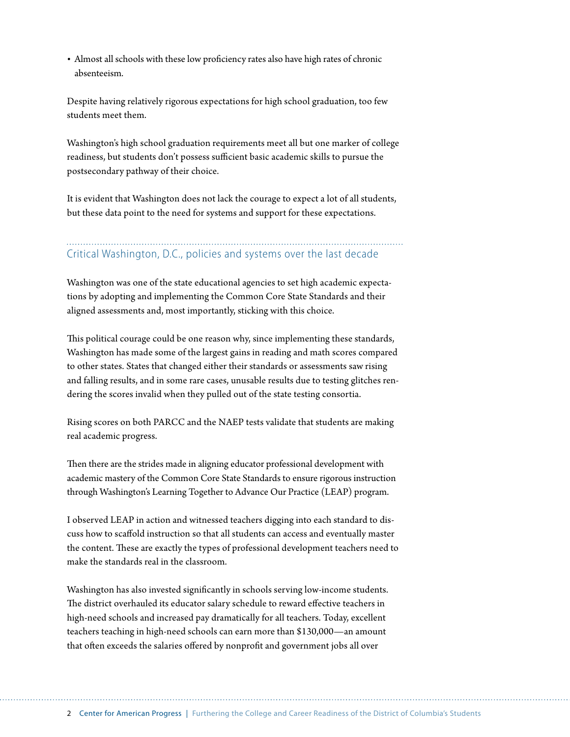- Almost all schools with these low proficiency rates also have high rates of chronic absenteeism.

Despite having relatively rigorous expectations for high school graduation, too few students meet them.

Washington's high school graduation requirements meet all but one marker of college readiness, but students don't possess sufficient basic academic skills to pursue the postsecondary pathway of their choice.

It is evident that Washington does not lack the courage to expect a lot of all students, but these data point to the need for systems and support for these expectations.

## Critical Washington, D.C., policies and systems over the last decade

Washington was one of the state educational agencies to set high academic expectations by adopting and implementing the Common Core State Standards and their aligned assessments and, most importantly, sticking with this choice.

This political courage could be one reason why, since implementing these standards, Washington has made some of the largest gains in reading and math scores compared to other states. States that changed either their standards or assessments saw rising and falling results, and in some rare cases, unusable results due to testing glitches rendering the scores invalid when they pulled out of the state testing consortia.

Rising scores on both PARCC and the NAEP tests validate that students are making real academic progress.

Then there are the strides made in aligning educator professional development with academic mastery of the Common Core State Standards to ensure rigorous instruction through Washington's Learning Together to Advance Our Practice (LEAP) program.

I observed LEAP in action and witnessed teachers digging into each standard to discuss how to scaffold instruction so that all students can access and eventually master the content. These are exactly the types of professional development teachers need to make the standards real in the classroom.

Washington has also invested significantly in schools serving low-income students. The district overhauled its educator salary schedule to reward effective teachers in high-need schools and increased pay dramatically for all teachers. Today, excellent teachers teaching in high-need schools can earn more than $130,000—an amount that often exceeds the salaries offered by nonprofit and government jobs all over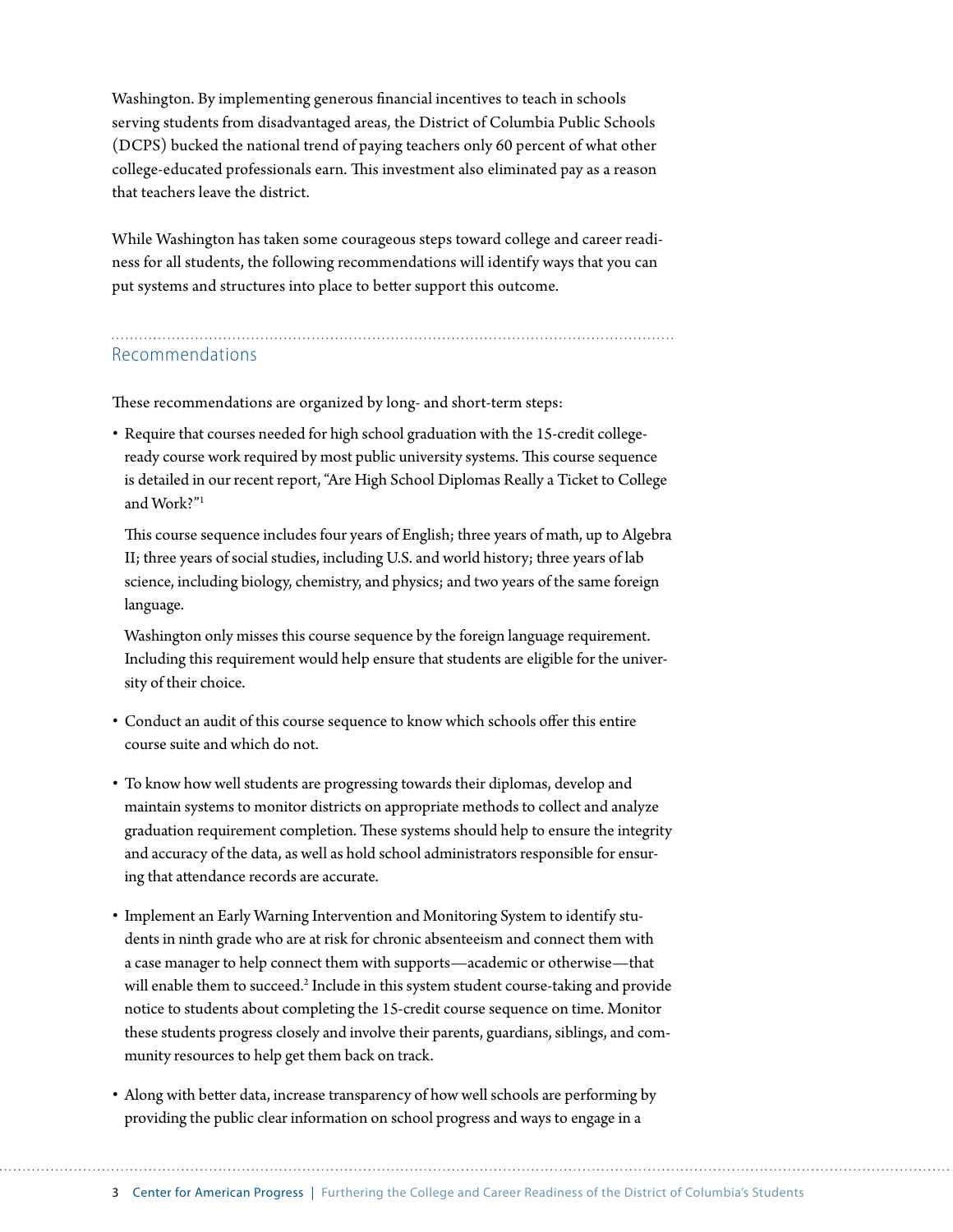Washington. By implementing generous financial incentives to teach in schools serving students from disadvantaged areas, the District of Columbia Public Schools (DCPS) bucked the national trend of paying teachers only 60 percent of what other college-educated professionals earn. This investment also eliminated pay as a reason that teachers leave the district.

While Washington has taken some courageous steps toward college and career readiness for all students, the following recommendations will identify ways that you can put systems and structures into place to better support this outcome.

## Recommendations

These recommendations are organized by long- and short-term steps:

- Require that courses needed for high school graduation with the 15-credit college-ready course work required by most public university systems. This course sequence is detailed in our recent report, "Are High School Diplomas Really a Ticket to College and Work?"[1]

  This course sequence includes four years of English; three years of math, up to Algebra II; three years of social studies, including U.S. and world history; three years of lab science, including biology, chemistry, and physics; and two years of the same foreign language.

  Washington only misses this course sequence by the foreign language requirement. Including this requirement would help ensure that students are eligible for the university of their choice.

- Conduct an audit of this course sequence to know which schools offer this entire course suite and which do not.

- To know how well students are progressing towards their diplomas, develop and maintain systems to monitor districts on appropriate methods to collect and analyze graduation requirement completion. These systems should help to ensure the integrity and accuracy of the data, as well as hold school administrators responsible for ensuring that attendance records are accurate.

- Implement an Early Warning Intervention and Monitoring System to identify students in ninth grade who are at risk for chronic absenteeism and connect them with a case manager to help connect them with supports—academic or otherwise—that will enable them to succeed.[2] Include in this system student course-taking and provide notice to students about completing the 15-credit course sequence on time. Monitor these students progress closely and involve their parents, guardians, siblings, and community resources to help get them back on track.

- Along with better data, increase transparency of how well schools are performing by providing the public clear information on school progress and ways to engage in a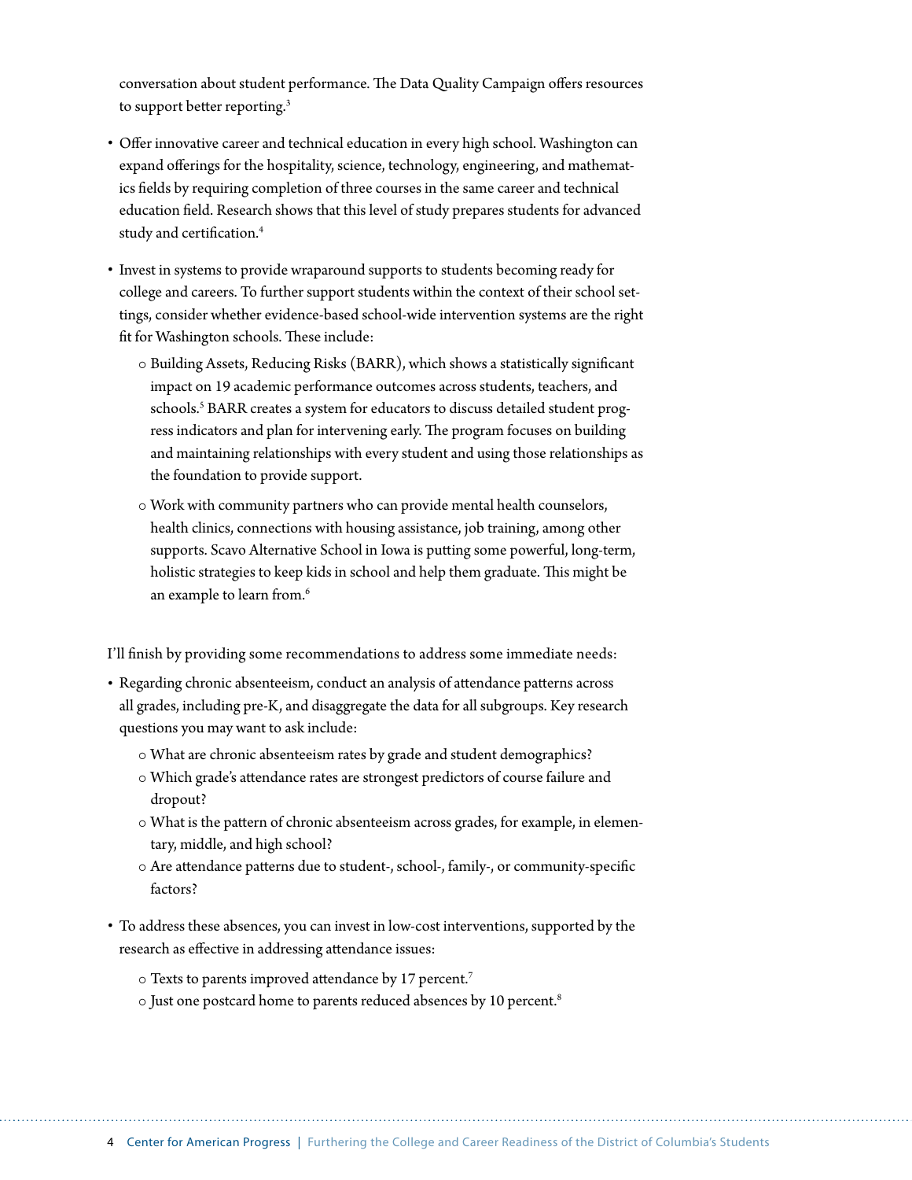conversation about student performance. The Data Quality Campaign offers resources to support better reporting.[3]

- Offer innovative career and technical education in every high school. Washington can expand offerings for the hospitality, science, technology, engineering, and mathematics fields by requiring completion of three courses in the same career and technical education field. Research shows that this level of study prepares students for advanced study and certification.[4]
- Invest in systems to provide wraparound supports to students becoming ready for college and careers. To further support students within the context of their school settings, consider whether evidence-based school-wide intervention systems are the right fit for Washington schools. These include:
    - Building Assets, Reducing Risks (BARR), which shows a statistically significant impact on 19 academic performance outcomes across students, teachers, and schools.[5] BARR creates a system for educators to discuss detailed student progress indicators and plan for intervening early. The program focuses on building and maintaining relationships with every student and using those relationships as the foundation to provide support.
    - Work with community partners who can provide mental health counselors, health clinics, connections with housing assistance, job training, among other supports. Scavo Alternative School in Iowa is putting some powerful, long-term, holistic strategies to keep kids in school and help them graduate. This might be an example to learn from.[6]

I'll finish by providing some recommendations to address some immediate needs:

- Regarding chronic absenteeism, conduct an analysis of attendance patterns across all grades, including pre-K, and disaggregate the data for all subgroups. Key research questions you may want to ask include:
    - What are chronic absenteeism rates by grade and student demographics?
    - Which grade's attendance rates are strongest predictors of course failure and dropout?
    - What is the pattern of chronic absenteeism across grades, for example, in elementary, middle, and high school?
    - Are attendance patterns due to student-, school-, family-, or community-specific factors?
- To address these absences, you can invest in low-cost interventions, supported by the research as effective in addressing attendance issues:
    - Texts to parents improved attendance by 17 percent.[7]
    - Just one postcard home to parents reduced absences by 10 percent.[8]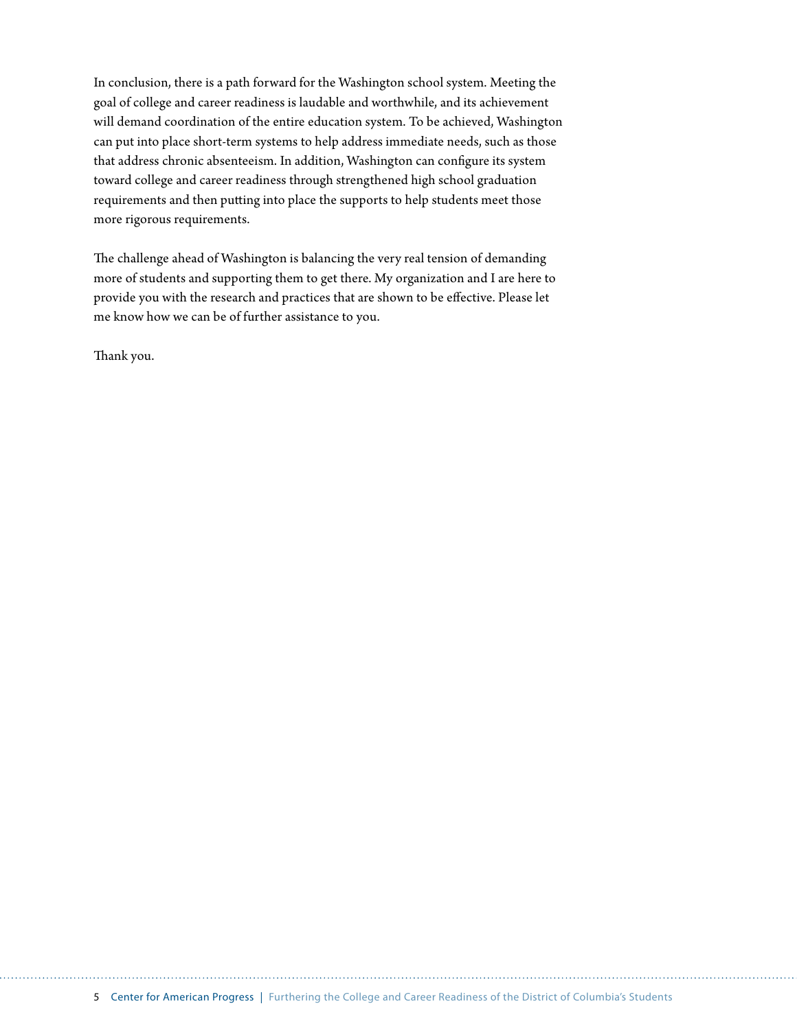In conclusion, there is a path forward for the Washington school system. Meeting the goal of college and career readiness is laudable and worthwhile, and its achievement will demand coordination of the entire education system. To be achieved, Washington can put into place short-term systems to help address immediate needs, such as those that address chronic absenteeism. In addition, Washington can configure its system toward college and career readiness through strengthened high school graduation requirements and then putting into place the supports to help students meet those more rigorous requirements.

The challenge ahead of Washington is balancing the very real tension of demanding more of students and supporting them to get there. My organization and I are here to provide you with the research and practices that are shown to be effective. Please let me know how we can be of further assistance to you.

Thank you.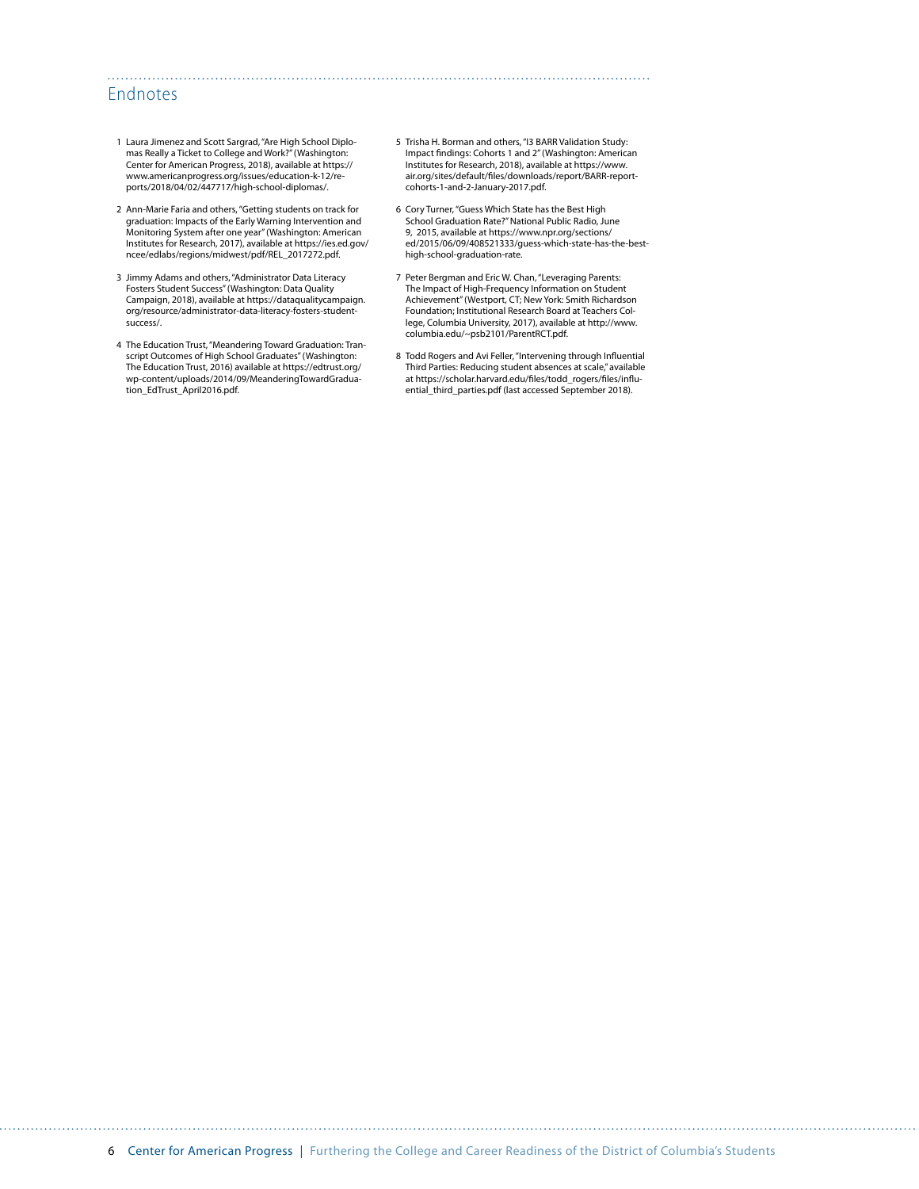## Endnotes

1. Laura Jimenez and Scott Sargrad, "Are High School Diplomas Really a Ticket to College and Work?" (Washington: Center for American Progress, 2018), available at https://www.americanprogress.org/issues/education-k-12/reports/2018/04/02/447717/high-school-diplomas/.

2. Ann-Marie Faria and others, "Getting students on track for graduation: Impacts of the Early Warning Intervention and Monitoring System after one year" (Washington: American Institutes for Research, 2017), available at https://ies.ed.gov/ncee/edlabs/regions/midwest/pdf/REL_2017272.pdf.

3. Jimmy Adams and others, "Administrator Data Literacy Fosters Student Success" (Washington: Data Quality Campaign, 2018), available at https://dataqualitycampaign.org/resource/administrator-data-literacy-fosters-student-success/.

4. The Education Trust, "Meandering Toward Graduation: Transcript Outcomes of High School Graduates" (Washington: The Education Trust, 2016) available at https://edtrust.org/wp-content/uploads/2014/09/MeanderingTowardGraduation_EdTrust_April2016.pdf.

5. Trisha H. Borman and others, "I3 BARR Validation Study: Impact findings: Cohorts 1 and 2" (Washington: American Institutes for Research, 2018), available at https://www.air.org/sites/default/files/downloads/report/BARR-report-cohorts-1-and-2-January-2017.pdf.

6. Cory Turner, "Guess Which State has the Best High School Graduation Rate?" National Public Radio, June 9, 2015, available at https://www.npr.org/sections/ed/2015/06/09/408521333/guess-which-state-has-the-best-high-school-graduation-rate.

7. Peter Bergman and Eric W. Chan, "Leveraging Parents: The Impact of High-Frequency Information on Student Achievement" (Westport, CT; New York: Smith Richardson Foundation; Institutional Research Board at Teachers College, Columbia University, 2017), available at http://www.columbia.edu/~psb2101/ParentRCT.pdf.

8. Todd Rogers and Avi Feller, "Intervening through Influential Third Parties: Reducing student absences at scale," available at https://scholar.harvard.edu/files/todd_rogers/files/influential_third_parties.pdf (last accessed September 2018).